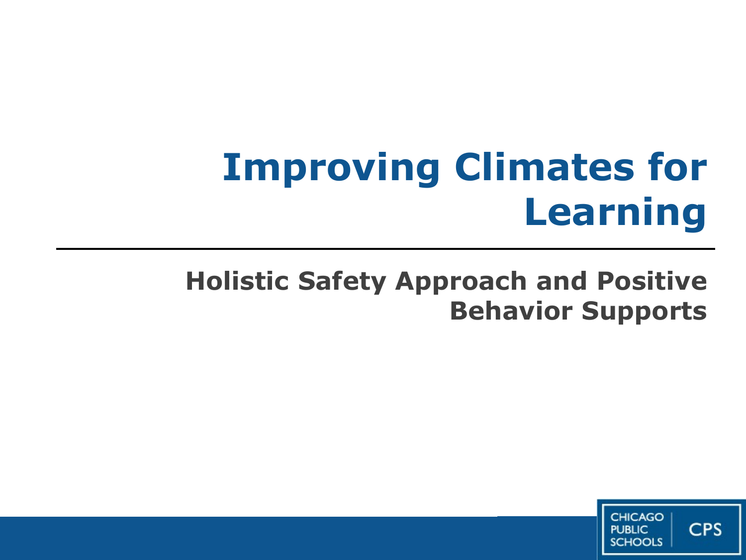# Improving Climates for Learning

## Holistic Safety Approach and Positive Behavior Supports

CHICAGO PUBLIC SCHOOLS | CPS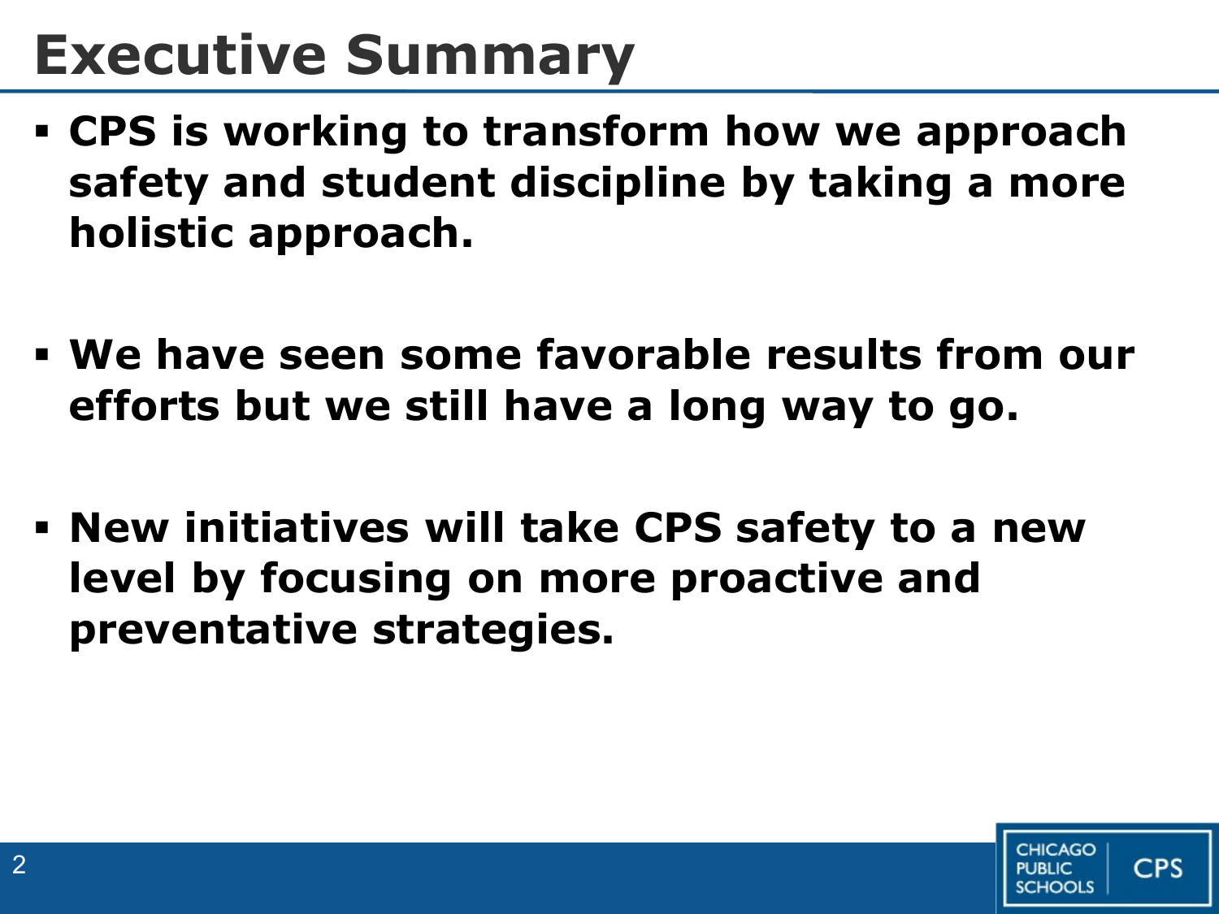# Executive Summary

- **CPS is working to transform how we approach safety and student discipline by taking a more holistic approach.**
- **We have seen some favorable results from our efforts but we still have a long way to go.**
- **New initiatives will take CPS safety to a new level by focusing on more proactive and preventative strategies.**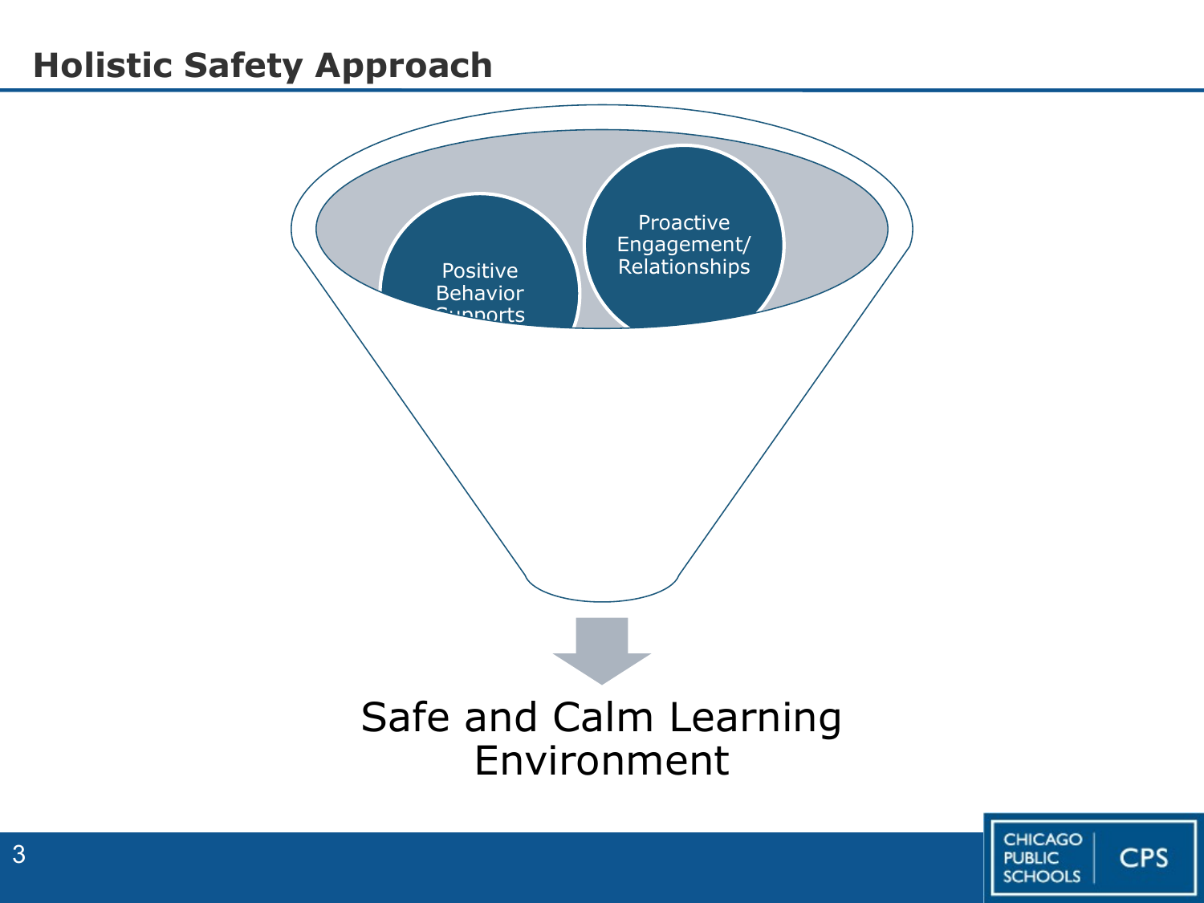# Holistic Safety Approach

Positive Behavior Supports

Proactive Engagement/ Relationships

Safe and Calm Learning Environment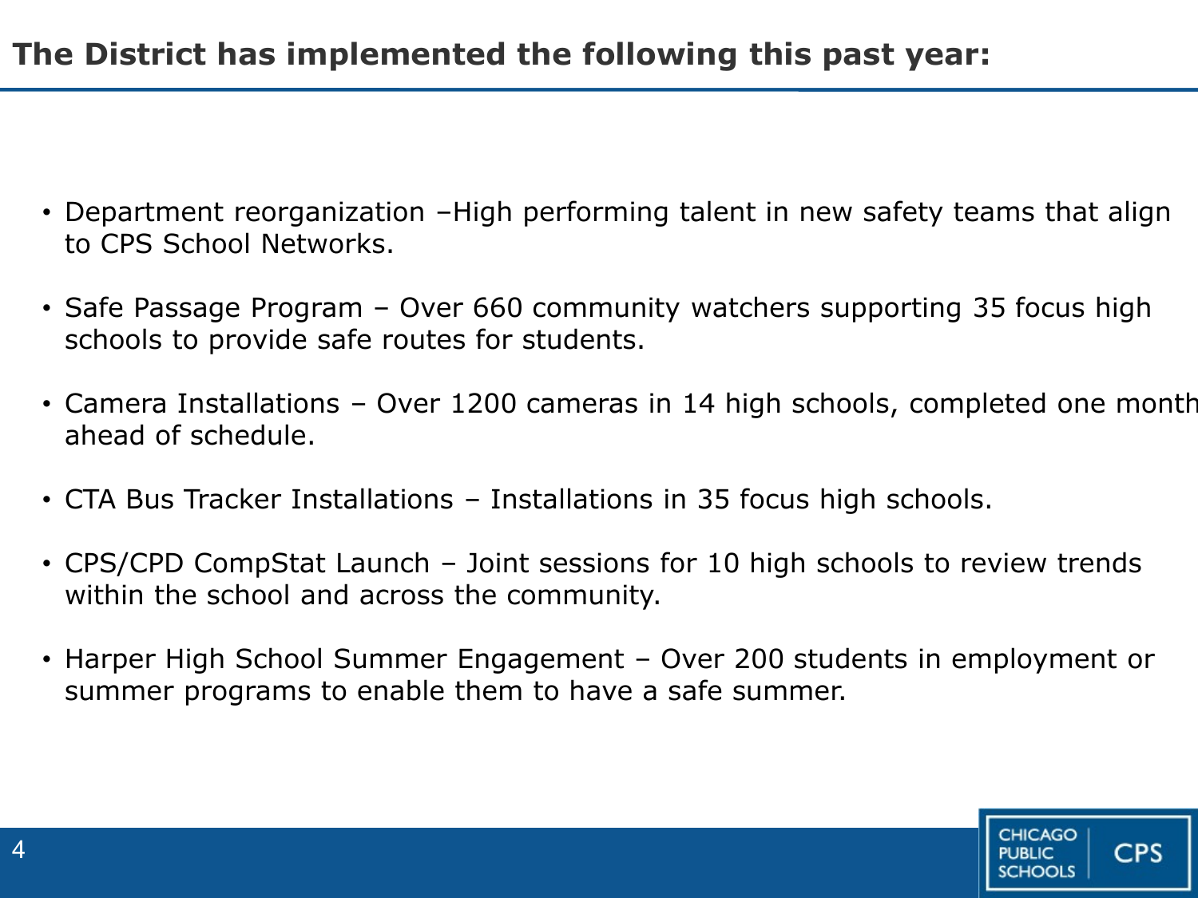# The District has implemented the following this past year:

- Department reorganization –High performing talent in new safety teams that align to CPS School Networks.
- Safe Passage Program – Over 660 community watchers supporting 35 focus high schools to provide safe routes for students.
- Camera Installations – Over 1200 cameras in 14 high schools, completed one month ahead of schedule.
- CTA Bus Tracker Installations – Installations in 35 focus high schools.
- CPS/CPD CompStat Launch – Joint sessions for 10 high schools to review trends within the school and across the community.
- Harper High School Summer Engagement – Over 200 students in employment or summer programs to enable them to have a safe summer.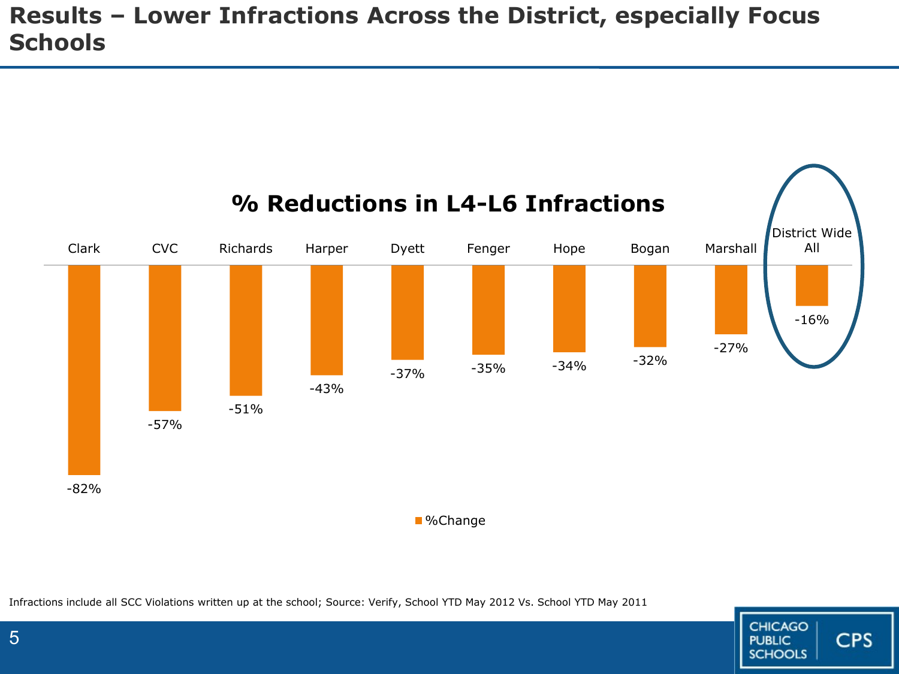# Results – Lower Infractions Across the District, especially Focus Schools

## % Reductions in L4-L6 Infractions

| School | %Change |
|---|---|
| Clark | -82% |
| CVC | -57% |
| Richards | -51% |
| Harper | -43% |
| Dyett | -37% |
| Fenger | -35% |
| Hope | -34% |
| Bogan | -32% |
| Marshall | -27% |
| District Wide All | -16% |

Infractions include all SCC Violations written up at the school; Source: Verify, School YTD May 2012 Vs. School YTD May 2011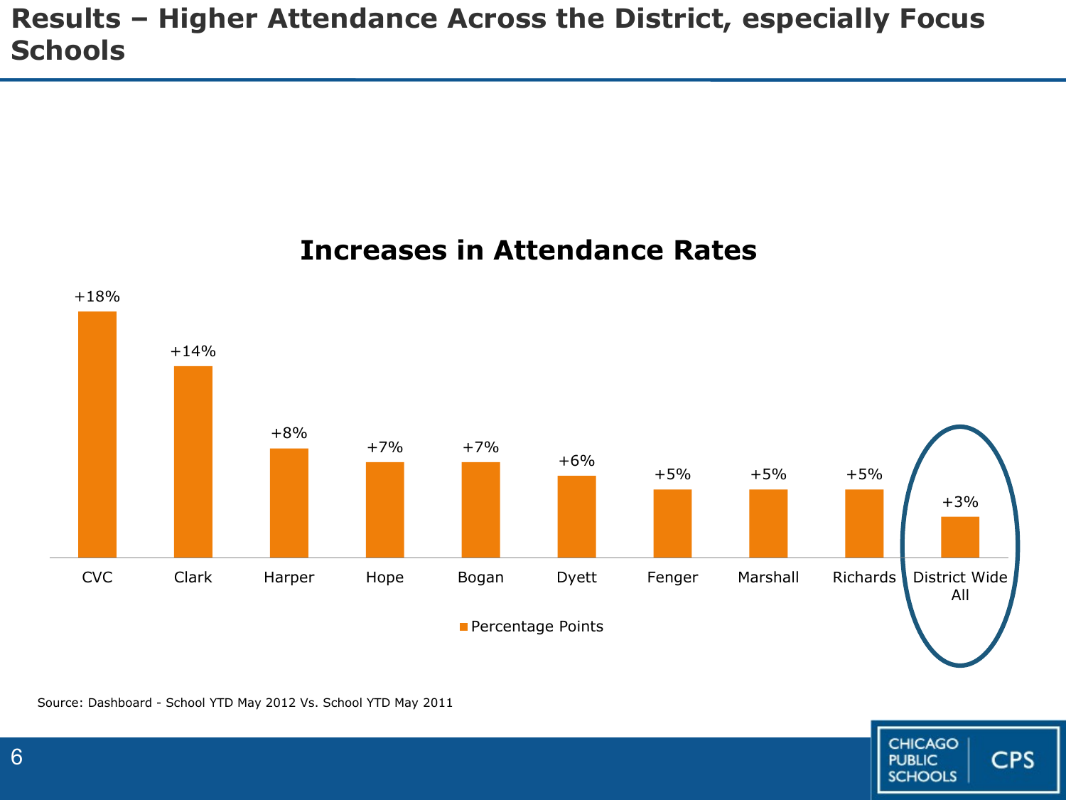# Results – Higher Attendance Across the District, especially Focus Schools

## Increases in Attendance Rates

| School | Percentage Points |
|---|---|
| CVC | +18% |
| Clark | +14% |
| Harper | +8% |
| Hope | +7% |
| Bogan | +7% |
| Dyett | +6% |
| Fenger | +5% |
| Marshall | +5% |
| Richards | +5% |
| District Wide All | +3% |

Source: Dashboard - School YTD May 2012 Vs. School YTD May 2011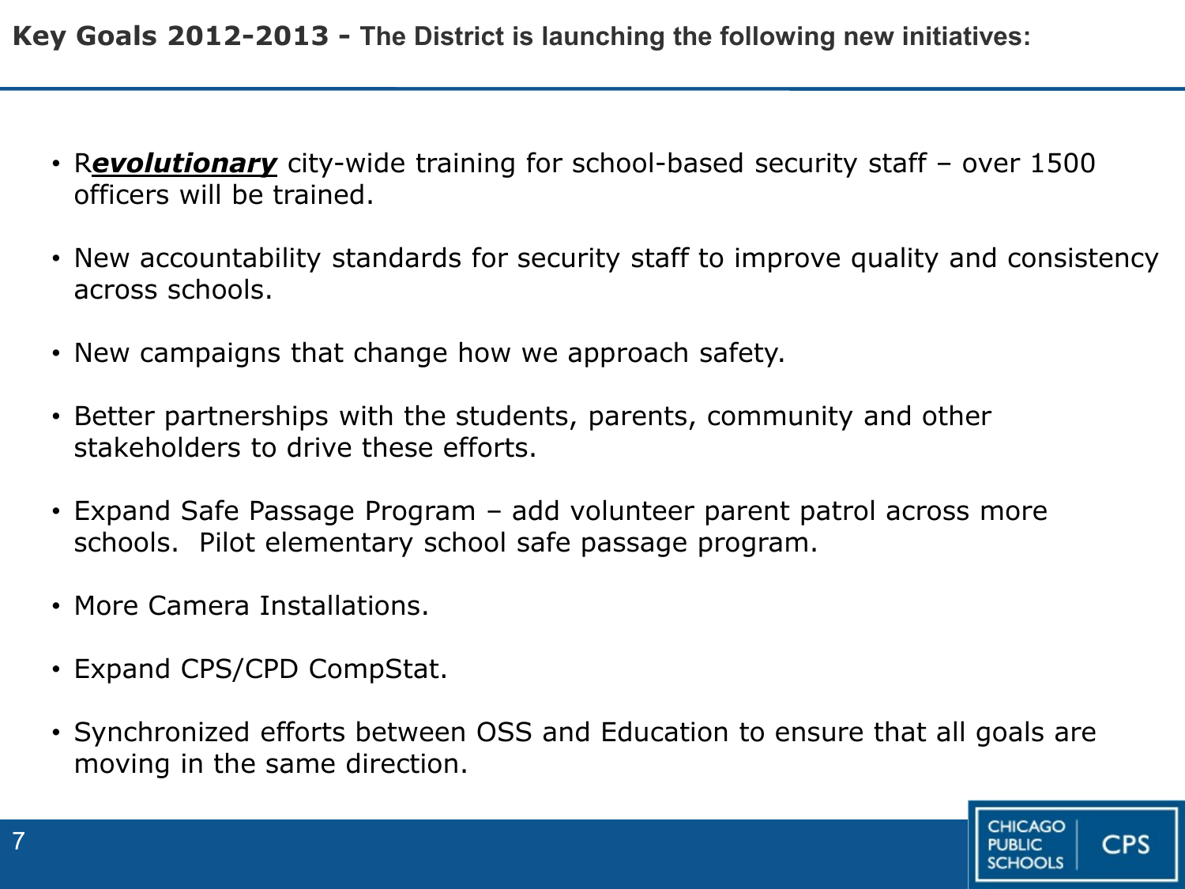## **Key Goals 2012-2013 -** The District is launching the following new initiatives:

- R***evolutionary*** city-wide training for school-based security staff – over 1500 officers will be trained.
- New accountability standards for security staff to improve quality and consistency across schools.
- New campaigns that change how we approach safety.
- Better partnerships with the students, parents, community and other stakeholders to drive these efforts.
- Expand Safe Passage Program – add volunteer parent patrol across more schools. Pilot elementary school safe passage program.
- More Camera Installations.
- Expand CPS/CPD CompStat.
- Synchronized efforts between OSS and Education to ensure that all goals are moving in the same direction.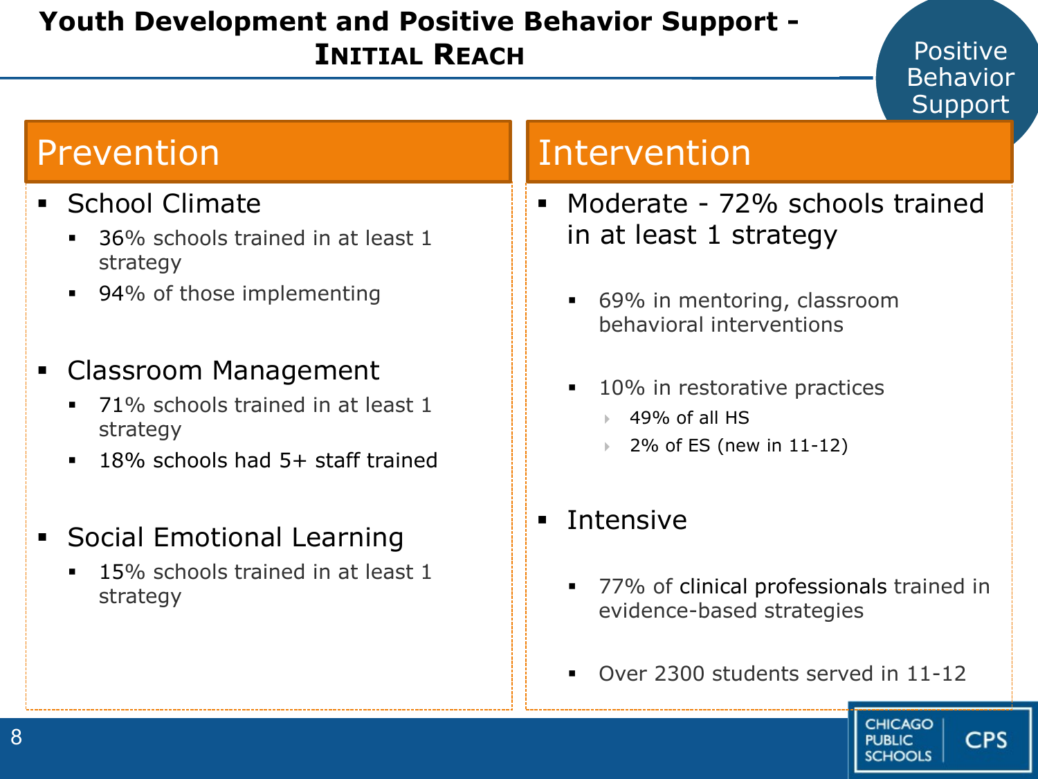# Youth Development and Positive Behavior Support - Initial Reach

Positive Behavior Support

## Prevention

- School Climate
  - 36% schools trained in at least 1 strategy
  - 94% of those implementing
- Classroom Management
  - 71% schools trained in at least 1 strategy
  - 18% schools had 5+ staff trained
- Social Emotional Learning
  - 15% schools trained in at least 1 strategy

## Intervention

- Moderate - 72% schools trained in at least 1 strategy
  - 69% in mentoring, classroom behavioral interventions
  - 10% in restorative practices
    - 49% of all HS
    - 2% of ES (new in 11-12)
- Intensive
  - 77% of clinical professionals trained in evidence-based strategies
  - Over 2300 students served in 11-12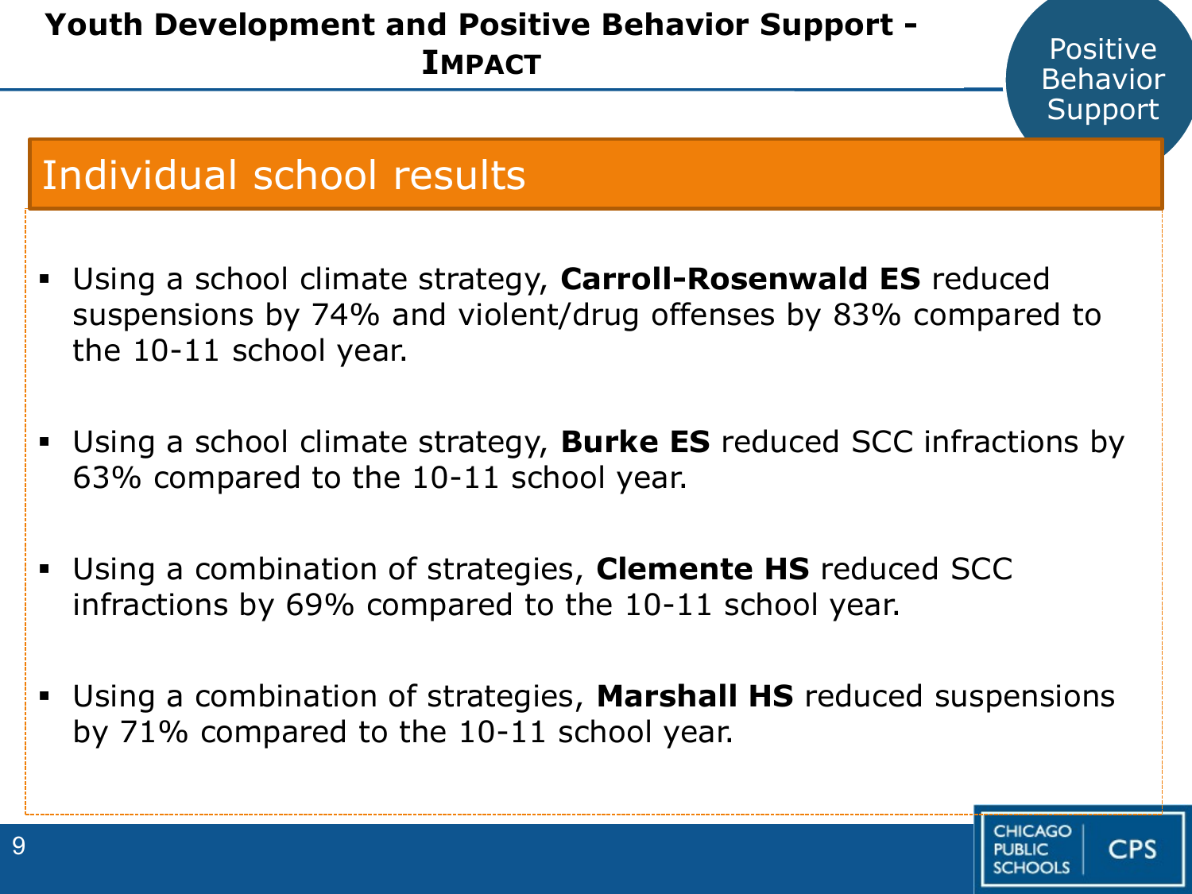# Youth Development and Positive Behavior Support - IMPACT

Positive Behavior Support

## Individual school results

- Using a school climate strategy, **Carroll-Rosenwald ES** reduced suspensions by 74% and violent/drug offenses by 83% compared to the 10-11 school year.
- Using a school climate strategy, **Burke ES** reduced SCC infractions by 63% compared to the 10-11 school year.
- Using a combination of strategies, **Clemente HS** reduced SCC infractions by 69% compared to the 10-11 school year.
- Using a combination of strategies, **Marshall HS** reduced suspensions by 71% compared to the 10-11 school year.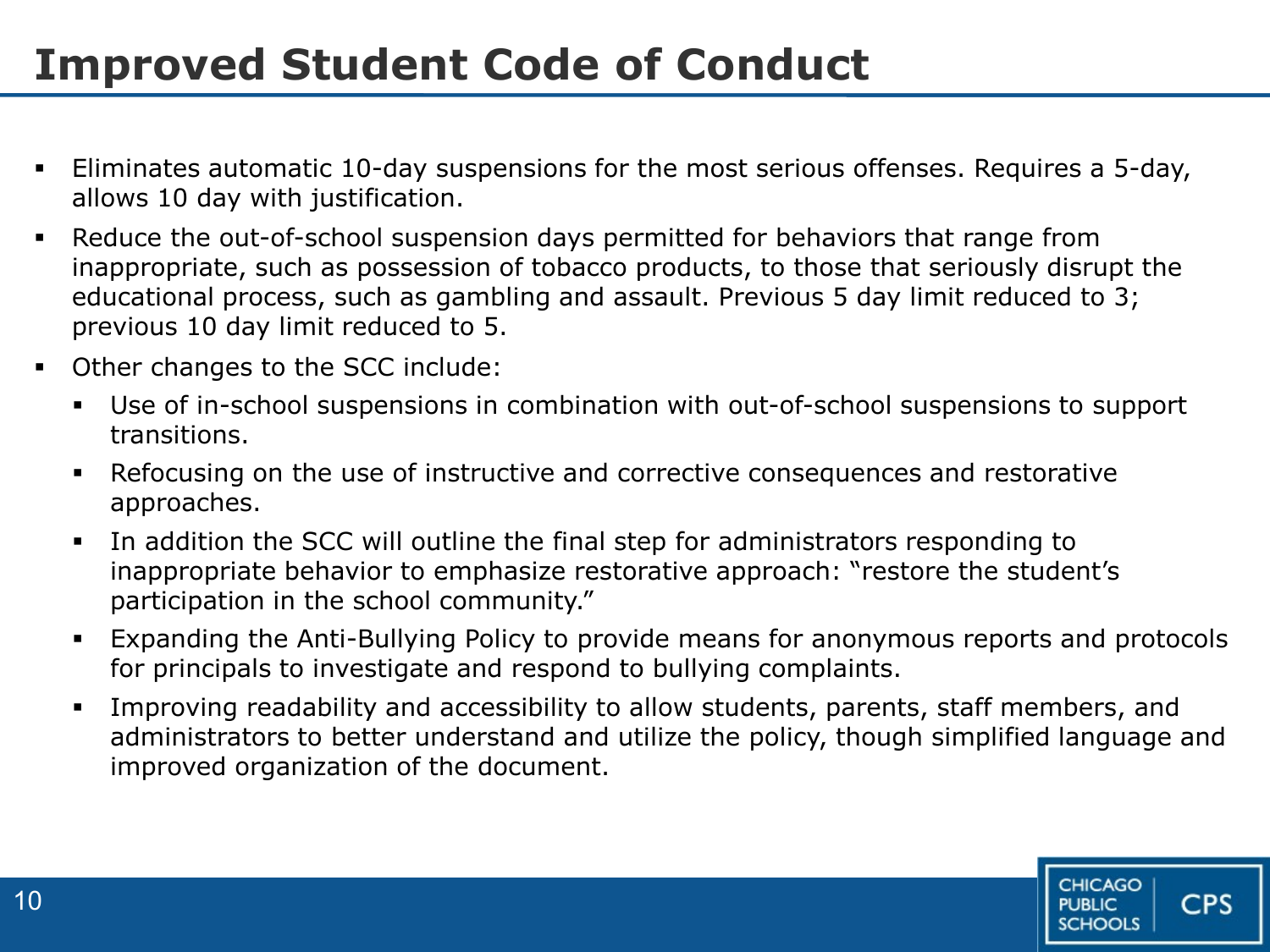# Improved Student Code of Conduct

- Eliminates automatic 10-day suspensions for the most serious offenses. Requires a 5-day, allows 10 day with justification.
- Reduce the out-of-school suspension days permitted for behaviors that range from inappropriate, such as possession of tobacco products, to those that seriously disrupt the educational process, such as gambling and assault. Previous 5 day limit reduced to 3; previous 10 day limit reduced to 5.
- Other changes to the SCC include:
  - Use of in-school suspensions in combination with out-of-school suspensions to support transitions.
  - Refocusing on the use of instructive and corrective consequences and restorative approaches.
  - In addition the SCC will outline the final step for administrators responding to inappropriate behavior to emphasize restorative approach: "restore the student's participation in the school community."
  - Expanding the Anti-Bullying Policy to provide means for anonymous reports and protocols for principals to investigate and respond to bullying complaints.
  - Improving readability and accessibility to allow students, parents, staff members, and administrators to better understand and utilize the policy, though simplified language and improved organization of the document.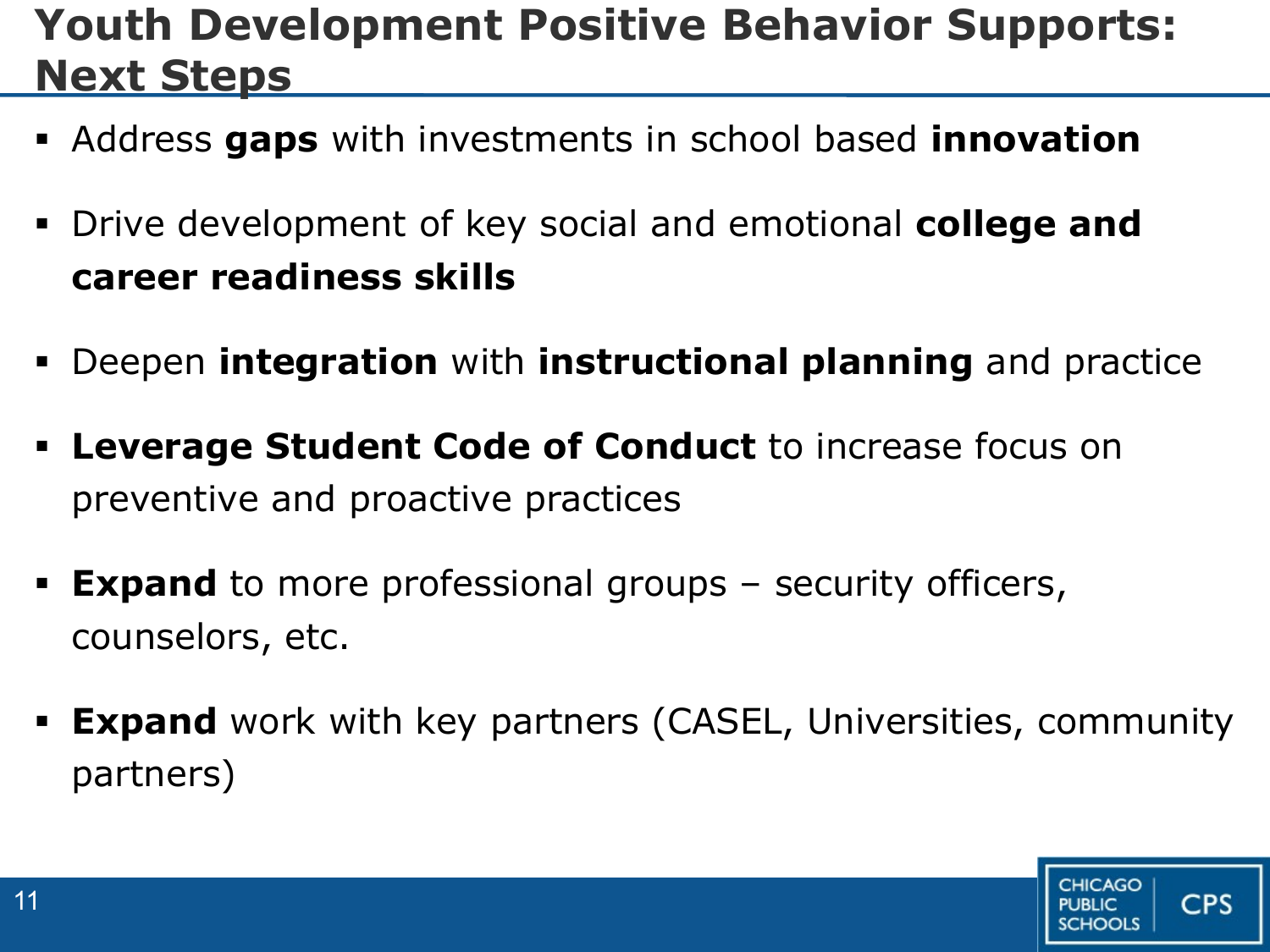# Youth Development Positive Behavior Supports: Next Steps

- Address **gaps** with investments in school based **innovation**
- Drive development of key social and emotional **college and career readiness skills**
- Deepen **integration** with **instructional planning** and practice
- **Leverage Student Code of Conduct** to increase focus on preventive and proactive practices
- **Expand** to more professional groups – security officers, counselors, etc.
- **Expand** work with key partners (CASEL, Universities, community partners)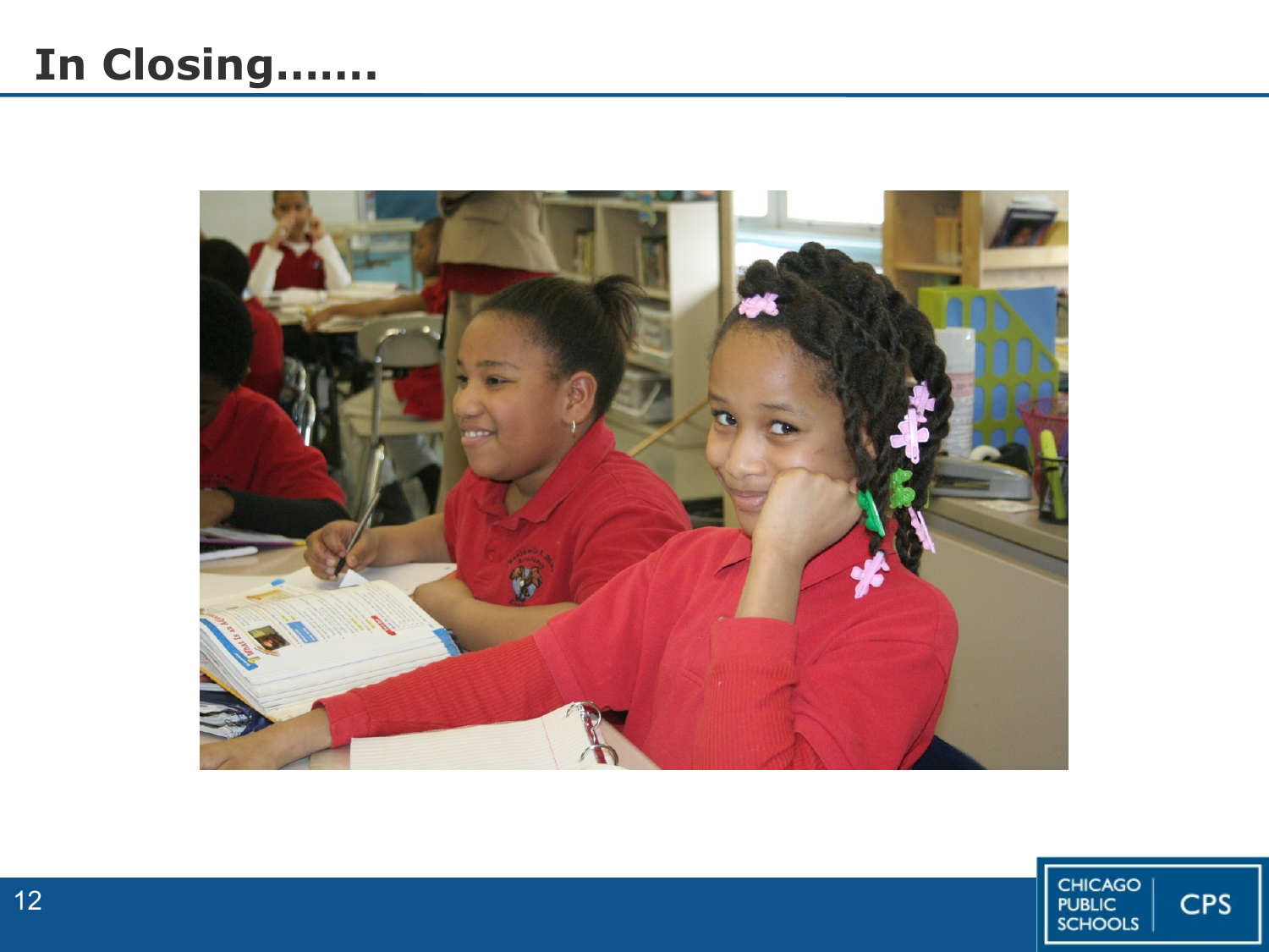# In Closing…….